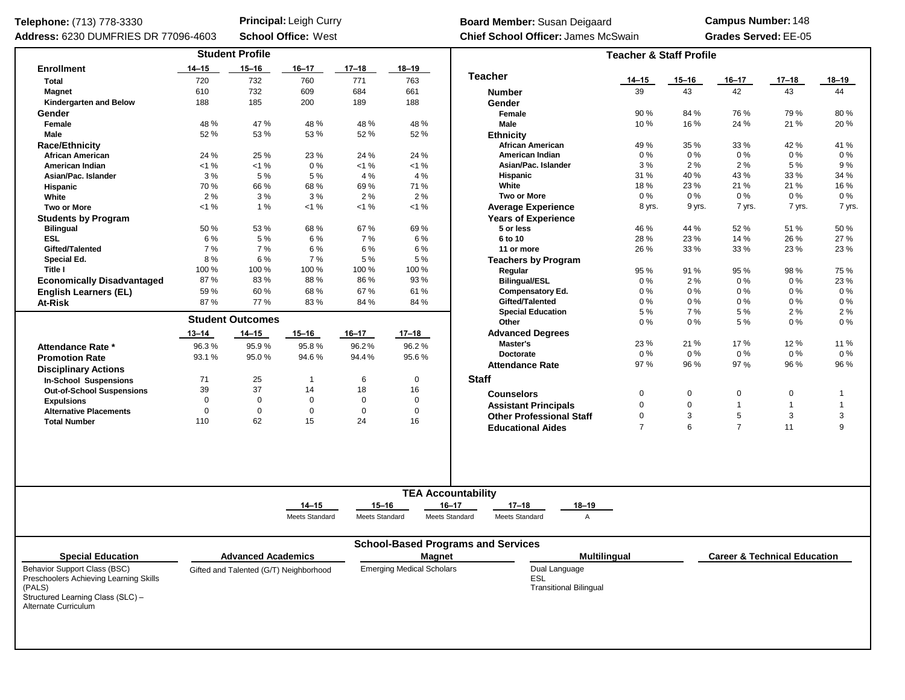**Telephone:** (713) 778-3330
**Address:** 6230 DUMFRIES DR 77096-4603

**Principal:** Leigh Curry
**School Office:** West

**Board Member:** Susan Deigaard
**Chief School Officer:** James McSwain

**Campus Number:** 148
**Grades Served:** EE-05

## Student Profile

| Enrollment | 14–15 | 15–16 | 16–17 | 17–18 | 18–19 |
|---|---|---|---|---|---|
| Total | 720 | 732 | 760 | 771 | 763 |
| Magnet | 610 | 732 | 609 | 684 | 661 |
| Kindergarten and Below | 188 | 185 | 200 | 189 | 188 |
| **Gender** | | | | | |
| Female | 48 % | 47 % | 48 % | 48 % | 48 % |
| Male | 52 % | 53 % | 53 % | 52 % | 52 % |
| **Race/Ethnicity** | | | | | |
| African American | 24 % | 25 % | 23 % | 24 % | 24 % |
| American Indian | <1 % | <1 % | 0 % | <1 % | <1 % |
| Asian/Pac. Islander | 3 % | 5 % | 5 % | 4 % | 4 % |
| Hispanic | 70 % | 66 % | 68 % | 69 % | 71 % |
| White | 2 % | 3 % | 3 % | 2 % | 2 % |
| Two or More | <1 % | 1 % | <1 % | <1 % | <1 % |
| **Students by Program** | | | | | |
| Bilingual | 50 % | 53 % | 68 % | 67 % | 69 % |
| ESL | 6 % | 5 % | 6 % | 7 % | 6 % |
| Gifted/Talented | 7 % | 7 % | 6 % | 6 % | 6 % |
| Special Ed. | 8 % | 6 % | 7 % | 5 % | 5 % |
| Title I | 100 % | 100 % | 100 % | 100 % | 100 % |
| **Economically Disadvantaged** | 87 % | 83 % | 88 % | 86 % | 93 % |
| **English Learners (EL)** | 59 % | 60 % | 68 % | 67 % | 61 % |
| **At-Risk** | 87 % | 77 % | 83 % | 84 % | 84 % |

## Student Outcomes

| | 13–14 | 14–15 | 15–16 | 16–17 | 17–18 |
|---|---|---|---|---|---|
| **Attendance Rate *** | 96.3 % | 95.9 % | 95.8 % | 96.2 % | 96.2 % |
| **Promotion Rate** | 93.1 % | 95.0 % | 94.6 % | 94.4 % | 95.6 % |
| **Disciplinary Actions** | | | | | |
| In-School Suspensions | 71 | 25 | 1 | 6 | 0 |
| Out-of-School Suspensions | 39 | 37 | 14 | 18 | 16 |
| Expulsions | 0 | 0 | 0 | 0 | 0 |
| Alternative Placements | 0 | 0 | 0 | 0 | 0 |
| Total Number | 110 | 62 | 15 | 24 | 16 |

## Teacher & Staff Profile

| Teacher | 14–15 | 15–16 | 16–17 | 17–18 | 18–19 |
|---|---|---|---|---|---|
| **Number** | 39 | 43 | 42 | 43 | 44 |
| **Gender** | | | | | |
| Female | 90 % | 84 % | 76 % | 79 % | 80 % |
| Male | 10 % | 16 % | 24 % | 21 % | 20 % |
| **Ethnicity** | | | | | |
| African American | 49 % | 35 % | 33 % | 42 % | 41 % |
| American Indian | 0 % | 0 % | 0 % | 0 % | 0 % |
| Asian/Pac. Islander | 3 % | 2 % | 2 % | 5 % | 9 % |
| Hispanic | 31 % | 40 % | 43 % | 33 % | 34 % |
| White | 18 % | 23 % | 21 % | 21 % | 16 % |
| Two or More | 0 % | 0 % | 0 % | 0 % | 0 % |
| **Average Experience** | 8 yrs. | 9 yrs. | 7 yrs. | 7 yrs. | 7 yrs. |
| **Years of Experience** | | | | | |
| 5 or less | 46 % | 44 % | 52 % | 51 % | 50 % |
| 6 to 10 | 28 % | 23 % | 14 % | 26 % | 27 % |
| 11 or more | 26 % | 33 % | 33 % | 23 % | 23 % |
| **Teachers by Program** | | | | | |
| Regular | 95 % | 91 % | 95 % | 98 % | 75 % |
| Bilingual/ESL | 0 % | 2 % | 0 % | 0 % | 23 % |
| Compensatory Ed. | 0 % | 0 % | 0 % | 0 % | 0 % |
| Gifted/Talented | 0 % | 0 % | 0 % | 0 % | 0 % |
| Special Education | 5 % | 7 % | 5 % | 2 % | 2 % |
| Other | 0 % | 0 % | 5 % | 0 % | 0 % |
| **Advanced Degrees** | | | | | |
| Master's | 23 % | 21 % | 17 % | 12 % | 11 % |
| Doctorate | 0 % | 0 % | 0 % | 0 % | 0 % |
| **Attendance Rate** | 97 % | 96 % | 97 % | 96 % | 96 % |

| Staff | 14–15 | 15–16 | 16–17 | 17–18 | 18–19 |
|---|---|---|---|---|---|
| **Counselors** | 0 | 0 | 0 | 0 | 1 |
| **Assistant Principals** | 0 | 0 | 1 | 1 | 1 |
| **Other Professional Staff** | 0 | 3 | 5 | 3 | 3 |
| **Educational Aides** | 7 | 6 | 7 | 11 | 9 |

## TEA Accountability

| 14–15 | 15–16 | 16–17 | 17–18 | 18–19 |
|---|---|---|---|---|
| Meets Standard | Meets Standard | Meets Standard | Meets Standard | A |

## School-Based Programs and Services

**Special Education**
- Behavior Support Class (BSC)
- Preschoolers Achieving Learning Skills (PALS)
- Structured Learning Class (SLC) – Alternate Curriculum

**Advanced Academics**
- Gifted and Talented (G/T) Neighborhood

**Magnet**
- Emerging Medical Scholars

**Multilingual**
- Dual Language
- ESL
- Transitional Bilingual

**Career & Technical Education**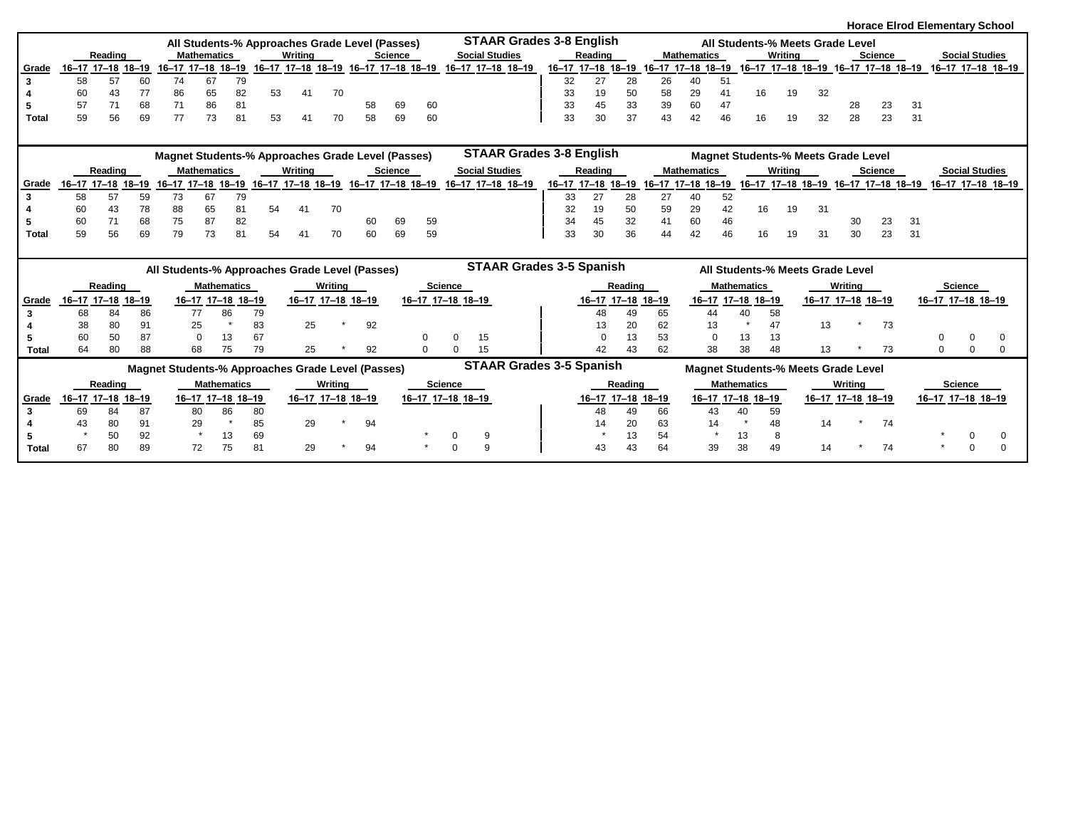Horace Elrod Elementary School

## STAAR Grades 3-8 English

### All Students-% Approaches Grade Level (Passes)

| Grade | Reading 16–17 | Reading 17–18 | Reading 18–19 | Mathematics 16–17 | Mathematics 17–18 | Mathematics 18–19 | Writing 16–17 | Writing 17–18 | Writing 18–19 | Science 16–17 | Science 17–18 | Science 18–19 | Social Studies 16–17 | Social Studies 17–18 | Social Studies 18–19 |
|---|---|---|---|---|---|---|---|---|---|---|---|---|---|---|---|
| 3 | 58 | 57 | 60 | 74 | 67 | 79 | | | | | | | | | |
| 4 | 60 | 43 | 77 | 86 | 65 | 82 | 53 | 41 | 70 | | | | | | |
| 5 | 57 | 71 | 68 | 71 | 86 | 81 | | | | 58 | 69 | 60 | | | |
| Total | 59 | 56 | 69 | 77 | 73 | 81 | 53 | 41 | 70 | 58 | 69 | 60 | | | |

### All Students-% Meets Grade Level

| Grade | Reading 16–17 | Reading 17–18 | Reading 18–19 | Mathematics 16–17 | Mathematics 17–18 | Mathematics 18–19 | Writing 16–17 | Writing 17–18 | Writing 18–19 | Science 16–17 | Science 17–18 | Science 18–19 | Social Studies 16–17 | Social Studies 17–18 | Social Studies 18–19 |
|---|---|---|---|---|---|---|---|---|---|---|---|---|---|---|---|
| 3 | 32 | 27 | 28 | 26 | 40 | 51 | | | | | | | | | |
| 4 | 33 | 19 | 50 | 58 | 29 | 41 | 16 | 19 | 32 | | | | | | |
| 5 | 33 | 45 | 33 | 39 | 60 | 47 | | | | 28 | 23 | 31 | | | |
| Total | 33 | 30 | 37 | 43 | 42 | 46 | 16 | 19 | 32 | 28 | 23 | 31 | | | |

## STAAR Grades 3-8 English

### Magnet Students-% Approaches Grade Level (Passes)

| Grade | Reading 16–17 | Reading 17–18 | Reading 18–19 | Mathematics 16–17 | Mathematics 17–18 | Mathematics 18–19 | Writing 16–17 | Writing 17–18 | Writing 18–19 | Science 16–17 | Science 17–18 | Science 18–19 | Social Studies 16–17 | Social Studies 17–18 | Social Studies 18–19 |
|---|---|---|---|---|---|---|---|---|---|---|---|---|---|---|---|
| 3 | 58 | 57 | 59 | 73 | 67 | 79 | | | | | | | | | |
| 4 | 60 | 43 | 78 | 88 | 65 | 81 | 54 | 41 | 70 | | | | | | |
| 5 | 60 | 71 | 68 | 75 | 87 | 82 | | | | 60 | 69 | 59 | | | |
| Total | 59 | 56 | 69 | 79 | 73 | 81 | 54 | 41 | 70 | 60 | 69 | 59 | | | |

### Magnet Students-% Meets Grade Level

| Grade | Reading 16–17 | Reading 17–18 | Reading 18–19 | Mathematics 16–17 | Mathematics 17–18 | Mathematics 18–19 | Writing 16–17 | Writing 17–18 | Writing 18–19 | Science 16–17 | Science 17–18 | Science 18–19 | Social Studies 16–17 | Social Studies 17–18 | Social Studies 18–19 |
|---|---|---|---|---|---|---|---|---|---|---|---|---|---|---|---|
| 3 | 33 | 27 | 28 | 27 | 40 | 52 | | | | | | | | | |
| 4 | 32 | 19 | 50 | 59 | 29 | 42 | 16 | 19 | 31 | | | | | | |
| 5 | 34 | 45 | 32 | 41 | 60 | 46 | | | | 30 | 23 | 31 | | | |
| Total | 33 | 30 | 36 | 44 | 42 | 46 | 16 | 19 | 31 | 30 | 23 | 31 | | | |

## STAAR Grades 3-5 Spanish

### All Students-% Approaches Grade Level (Passes)

| Grade | Reading 16–17 | Reading 17–18 | Reading 18–19 | Mathematics 16–17 | Mathematics 17–18 | Mathematics 18–19 | Writing 16–17 | Writing 17–18 | Writing 18–19 | Science 16–17 | Science 17–18 | Science 18–19 |
|---|---|---|---|---|---|---|---|---|---|---|---|---|
| 3 | 68 | 84 | 86 | 77 | 86 | 79 | | | | | | |
| 4 | 38 | 80 | 91 | 25 | * | 83 | 25 | * | 92 | | | |
| 5 | 60 | 50 | 87 | 0 | 13 | 67 | | | | 0 | 0 | 15 |
| Total | 64 | 80 | 88 | 68 | 75 | 79 | 25 | * | 92 | 0 | 0 | 15 |

### All Students-% Meets Grade Level

| Grade | Reading 16–17 | Reading 17–18 | Reading 18–19 | Mathematics 16–17 | Mathematics 17–18 | Mathematics 18–19 | Writing 16–17 | Writing 17–18 | Writing 18–19 | Science 16–17 | Science 17–18 | Science 18–19 |
|---|---|---|---|---|---|---|---|---|---|---|---|---|
| 3 | 48 | 49 | 65 | 44 | 40 | 58 | | | | | | |
| 4 | 13 | 20 | 62 | 13 | * | 47 | 13 | * | 73 | | | |
| 5 | 0 | 13 | 53 | 0 | 13 | 13 | | | | 0 | 0 | 0 |
| Total | 42 | 43 | 62 | 38 | 38 | 48 | 13 | * | 73 | 0 | 0 | 0 |

## STAAR Grades 3-5 Spanish

### Magnet Students-% Approaches Grade Level (Passes)

| Grade | Reading 16–17 | Reading 17–18 | Reading 18–19 | Mathematics 16–17 | Mathematics 17–18 | Mathematics 18–19 | Writing 16–17 | Writing 17–18 | Writing 18–19 | Science 16–17 | Science 17–18 | Science 18–19 |
|---|---|---|---|---|---|---|---|---|---|---|---|---|
| 3 | 69 | 84 | 87 | 80 | 86 | 80 | | | | | | |
| 4 | 43 | 80 | 91 | 29 | * | 85 | 29 | * | 94 | | | |
| 5 | * | 50 | 92 | * | 13 | 69 | | | | * | 0 | 9 |
| Total | 67 | 80 | 89 | 72 | 75 | 81 | 29 | * | 94 | * | 0 | 9 |

### Magnet Students-% Meets Grade Level

| Grade | Reading 16–17 | Reading 17–18 | Reading 18–19 | Mathematics 16–17 | Mathematics 17–18 | Mathematics 18–19 | Writing 16–17 | Writing 17–18 | Writing 18–19 | Science 16–17 | Science 17–18 | Science 18–19 |
|---|---|---|---|---|---|---|---|---|---|---|---|---|
| 3 | 48 | 49 | 66 | 43 | 40 | 59 | | | | | | |
| 4 | 14 | 20 | 63 | 14 | * | 48 | 14 | * | 74 | | | |
| 5 | * | 13 | 54 | * | 13 | 8 | | | | * | 0 | 0 |
| Total | 43 | 43 | 64 | 39 | 38 | 49 | 14 | * | 74 | * | 0 | 0 |